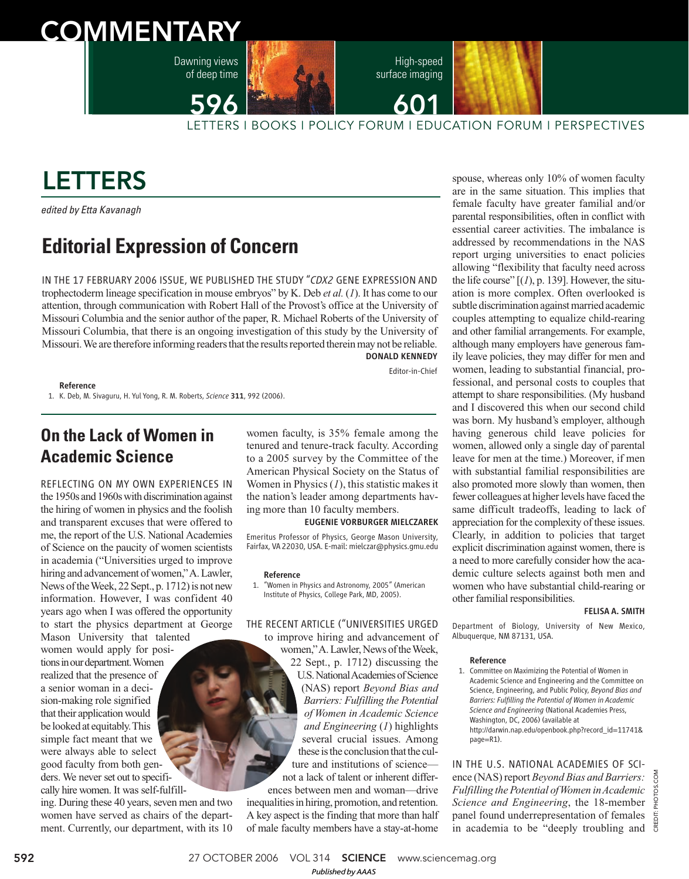# COMMENTARY

Dawning views of deep time 596

High-speed surface imaging 601

LETTERS I BOOKS I POLICY FORUM I EDUCATION FORUM I PERSPECTIVES

# LETTERS

*edited by Etta Kavanagh*

## Editorial Expression of Concern

IN THE 17 FEBRUARY 2006 ISSUE, WE PUBLISHED THE STUDY "*CDX2* GENE EXPRESSION AND trophectoderm lineage specification in mouse embryos" by K. Deb *et al.* (*1*). It has come to our attention, through communication with Robert Hall of the Provost's office at the University of Missouri Columbia and the senior author of the paper, R. Michael Roberts of the University of Missouri Columbia, that there is an ongoing investigation of this study by the University of Missouri. We are therefore informing readers that the results reported therein may not be reliable.

**DONALD KENNEDY**

Editor-in-Chief

**Reference**

1. K. Deb, M. Sivaguru, H. Yul Yong, R. M. Roberts, *Science* **311**, 992 (2006).

## On the Lack of Women in Academic Science

REFLECTING ON MY OWN EXPERIENCES IN the 1950s and 1960s with discrimination against the hiring of women in physics and the foolish and transparent excuses that were offered to me, the report of the U.S. National Academies of Science on the paucity of women scientists in academia ("Universities urged to improve hiring and advancement of women," A. Lawler, News of the Week, 22 Sept., p. 1712) is not new information. However, I was confident 40 years ago when I was offered the opportunity to start the physics department at George Mason University that talented women would apply for positions in our department. Women realized that the presence of a senior woman in a decision-making role signified that their application would be looked at equitably. This simple fact meant that we were always able to select good faculty from both genders. We never set out to specifically hire women. It was self-fulfilling. During these 40 years, seven men and two women have served as chairs of the department. Currently, our department, with its 10 women faculty, is 35% female among the tenured and tenure-track faculty. According to a 2005 survey by the Committee of the American Physical Society on the Status of Women in Physics (*1*), this statistic makes it the nation's leader among departments having more than 10 faculty members.

**EUGENIE VORBURGER MIELCZAREK**

Emeritus Professor of Physics, George Mason University, Fairfax, VA 22030, USA. E-mail: mielczar@physics.gmu.edu

**Reference**

1. "Women in Physics and Astronomy, 2005" (American Institute of Physics, College Park, MD, 2005).

THE RECENT ARTICLE ("UNIVERSITIES URGED to improve hiring and advancement of women," A. Lawler, News of the Week, 22 Sept., p. 1712) discussing the U.S. National Academies of Science (NAS) report *Beyond Bias and Barriers: Fulfilling the Potential of Women in Academic Science and Engineering* (*1*) highlights several crucial issues. Among these is the conclusion that the culture and institutions of science—not a lack of talent or inherent differences between men and woman—drive inequalities in hiring, promotion, and retention. A key aspect is the finding that more than half of male faculty members have a stay-at-home spouse, whereas only 10% of women faculty are in the same situation. This implies that female faculty have greater familial and/or parental responsibilities, often in conflict with essential career activities. The imbalance is addressed by recommendations in the NAS report urging universities to enact policies allowing "flexibility that faculty need across the life course" [(*1*), p. 139]. However, the situation is more complex. Often overlooked is subtle discrimination against married academic couples attempting to equalize child-rearing and other familial arrangements. For example, although many employers have generous family leave policies, they may differ for men and women, leading to substantial financial, professional, and personal costs to couples that attempt to share responsibilities. (My husband and I discovered this when our second child was born. My husband's employer, although having generous child leave policies for women, allowed only a single day of parental leave for men at the time.) Moreover, if men with substantial familial responsibilities are also promoted more slowly than women, then fewer colleagues at higher levels have faced the same difficult tradeoffs, leading to lack of appreciation for the complexity of these issues. Clearly, in addition to policies that target explicit discrimination against women, there is a need to more carefully consider how the academic culture selects against both men and women who have substantial child-rearing or other familial responsibilities.

**FELISA A. SMITH**

Department of Biology, University of New Mexico, Albuquerque, NM 87131, USA.

**Reference**

1. Committee on Maximizing the Potential of Women in Academic Science and Engineering and the Committee on Science, Engineering, and Public Policy, *Beyond Bias and Barriers: Fulfilling the Potential of Women in Academic Science and Engineering* (National Academies Press, Washington, DC, 2006) (available at http://darwin.nap.edu/openbook.php?record_id=11741&page=R1).

IN THE U.S. NATIONAL ACADEMIES OF SCIence (NAS) report *Beyond Bias and Barriers: Fulfilling the Potential of Women in Academic Science and Engineering*, the 18-member panel found underrepresentation of females in academia to be "deeply troubling and

CREDIT: PHOTOS.COM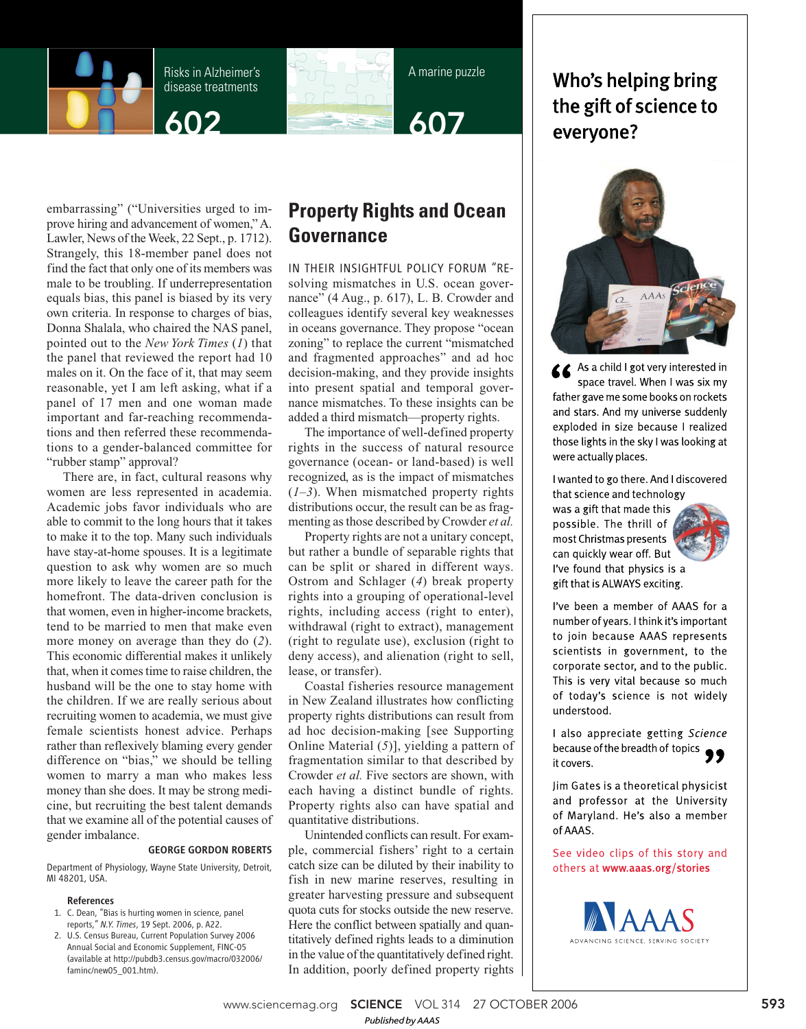embarrassing" ("Universities urged to improve hiring and advancement of women," A. Lawler, News of the Week, 22 Sept., p. 1712). Strangely, this 18-member panel does not find the fact that only one of its members was male to be troubling. If underrepresentation equals bias, this panel is biased by its very own criteria. In response to charges of bias, Donna Shalala, who chaired the NAS panel, pointed out to the *New York Times* (*1*) that the panel that reviewed the report had 10 males on it. On the face of it, that may seem reasonable, yet I am left asking, what if a panel of 17 men and one woman made important and far-reaching recommendations and then referred these recommendations to a gender-balanced committee for "rubber stamp" approval?

There are, in fact, cultural reasons why women are less represented in academia. Academic jobs favor individuals who are able to commit to the long hours that it takes to make it to the top. Many such individuals have stay-at-home spouses. It is a legitimate question to ask why women are so much more likely to leave the career path for the homefront. The data-driven conclusion is that women, even in higher-income brackets, tend to be married to men that make even more money on average than they do (*2*). This economic differential makes it unlikely that, when it comes time to raise children, the husband will be the one to stay home with the children. If we are really serious about recruiting women to academia, we must give female scientists honest advice. Perhaps rather than reflexively blaming every gender difference on "bias," we should be telling women to marry a man who makes less money than she does. It may be strong medicine, but recruiting the best talent demands that we examine all of the potential causes of gender imbalance.

**GEORGE GORDON ROBERTS**

Department of Physiology, Wayne State University, Detroit, MI 48201, USA.

**References**

1. C. Dean, "Bias is hurting women in science, panel reports," *N.Y. Times*, 19 Sept. 2006, p. A22.
2. U.S. Census Bureau, Current Population Survey 2006 Annual Social and Economic Supplement, FINC-05 (available at http://pubdb3.census.gov/macro/032006/faminc/new05_001.htm).

## Property Rights and Ocean Governance

IN THEIR INSIGHTFUL POLICY FORUM "RESOLVING mismatches in U.S. ocean governance" (4 Aug., p. 617), L. B. Crowder and colleagues identify several key weaknesses in oceans governance. They propose "ocean zoning" to replace the current "mismatched and fragmented approaches" and ad hoc decision-making, and they provide insights into present spatial and temporal governance mismatches. To these insights can be added a third mismatch—property rights.

The importance of well-defined property rights in the success of natural resource governance (ocean- or land-based) is well recognized, as is the impact of mismatches (*1*–*3*). When mismatched property rights distributions occur, the result can be as fragmenting as those described by Crowder *et al.*

Property rights are not a unitary concept, but rather a bundle of separable rights that can be split or shared in different ways. Ostrom and Schlager (*4*) break property rights into a grouping of operational-level rights, including access (right to enter), withdrawal (right to extract), management (right to regulate use), exclusion (right to deny access), and alienation (right to sell, lease, or transfer).

Coastal fisheries resource management in New Zealand illustrates how conflicting property rights distributions can result from ad hoc decision-making [see Supporting Online Material (*5*)], yielding a pattern of fragmentation similar to that described by Crowder *et al.* Five sectors are shown, with each having a distinct bundle of rights. Property rights also can have spatial and quantitative distributions.

Unintended conflicts can result. For example, commercial fishers' right to a certain catch size can be diluted by their inability to fish in new marine reserves, resulting in greater harvesting pressure and subsequent quota cuts for stocks outside the new reserve. Here the conflict between spatially and quantitatively defined rights leads to a diminution in the value of the quantitatively defined right. In addition, poorly defined property rights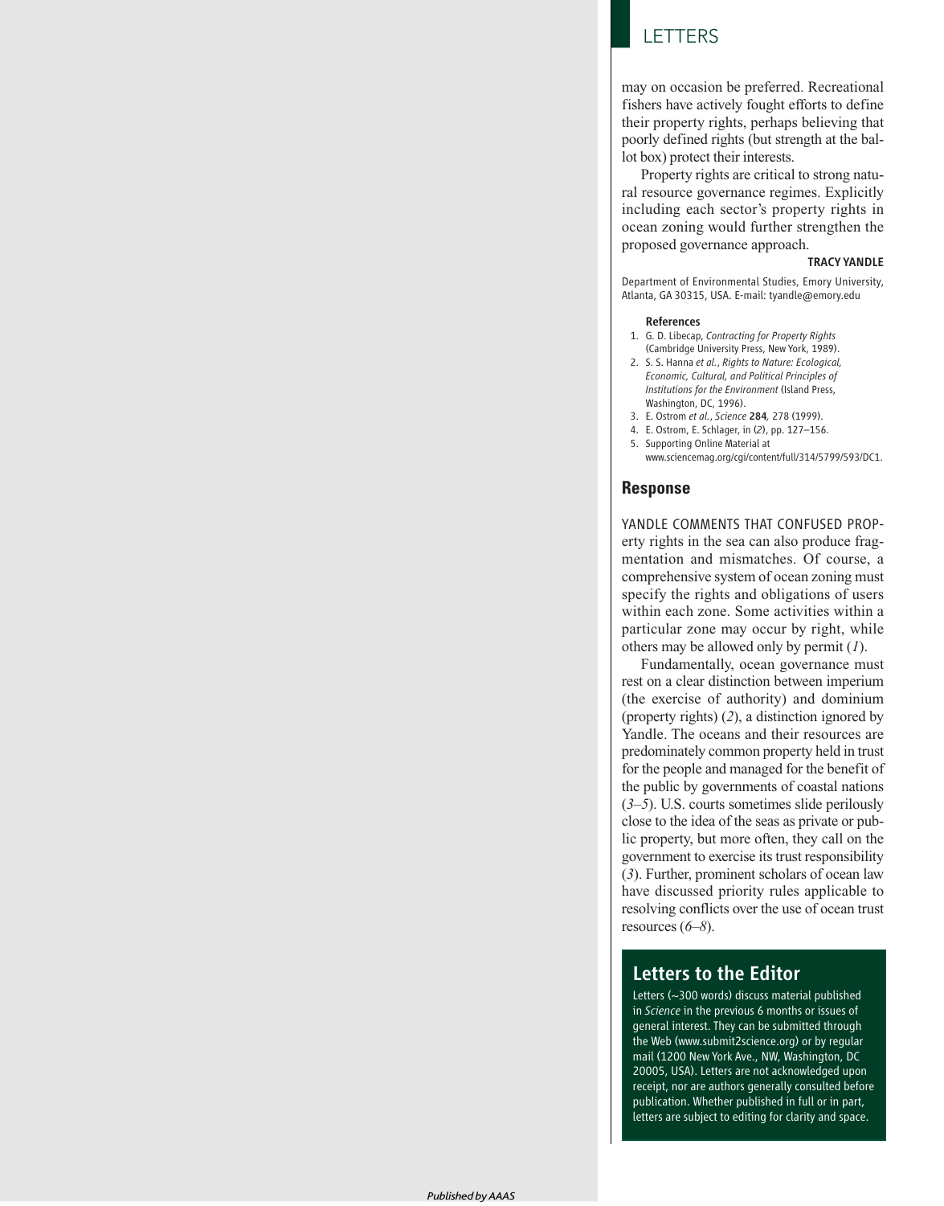may on occasion be preferred. Recreational fishers have actively fought efforts to define their property rights, perhaps believing that poorly defined rights (but strength at the ballot box) protect their interests.

Property rights are critical to strong natural resource governance regimes. Explicitly including each sector's property rights in ocean zoning would further strengthen the proposed governance approach.

**TRACY YANDLE**

Department of Environmental Studies, Emory University, Atlanta, GA 30315, USA. E-mail: tyandle@emory.edu

**References**

1. G. D. Libecap, *Contracting for Property Rights* (Cambridge University Press, New York, 1989).
2. S. S. Hanna *et al.*, *Rights to Nature: Ecological, Economic, Cultural, and Political Principles of Institutions for the Environment* (Island Press, Washington, DC, 1996).
3. E. Ostrom *et al.*, *Science* **284**, 278 (1999).
4. E. Ostrom, E. Schlager, in (*2*), pp. 127–156.
5. Supporting Online Material at www.sciencemag.org/cgi/content/full/314/5799/593/DC1.

## Response

YANDLE COMMENTS THAT CONFUSED PROPerty rights in the sea can also produce fragmentation and mismatches. Of course, a comprehensive system of ocean zoning must specify the rights and obligations of users within each zone. Some activities within a particular zone may occur by right, while others may be allowed only by permit (*1*).

Fundamentally, ocean governance must rest on a clear distinction between imperium (the exercise of authority) and dominium (property rights) (*2*), a distinction ignored by Yandle. The oceans and their resources are predominately common property held in trust for the people and managed for the benefit of the public by governments of coastal nations (*3–5*). U.S. courts sometimes slide perilously close to the idea of the seas as private or public property, but more often, they call on the government to exercise its trust responsibility (*3*). Further, prominent scholars of ocean law have discussed priority rules applicable to resolving conflicts over the use of ocean trust resources (*6–8*).

## Letters to the Editor

Letters (~300 words) discuss material published in *Science* in the previous 6 months or issues of general interest. They can be submitted through the Web (www.submit2science.org) or by regular mail (1200 New York Ave., NW, Washington, DC 20005, USA). Letters are not acknowledged upon receipt, nor are authors generally consulted before publication. Whether published in full or in part, letters are subject to editing for clarity and space.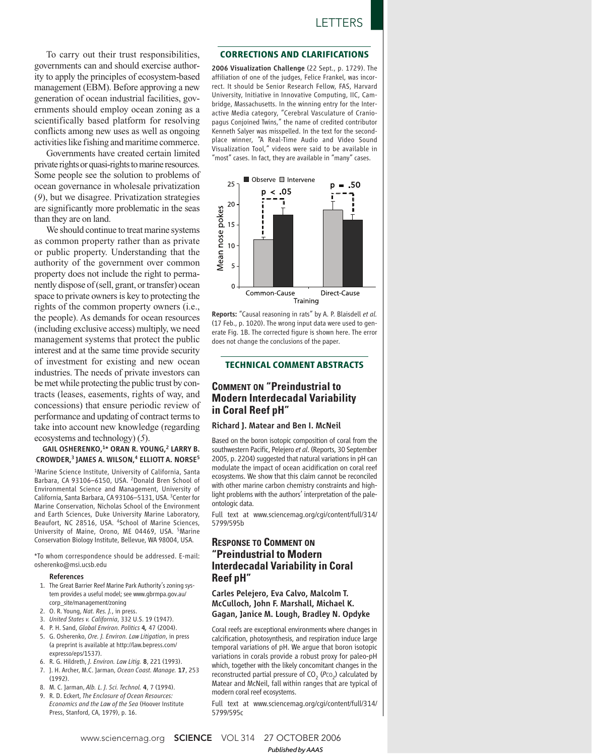To carry out their trust responsibilities, governments can and should exercise authority to apply the principles of ecosystem-based management (EBM). Before approving a new generation of ocean industrial facilities, governments should employ ocean zoning as a scientifically based platform for resolving conflicts among new uses as well as ongoing activities like fishing and maritime commerce.

Governments have created certain limited private rights or quasi-rights to marine resources. Some people see the solution to problems of ocean governance in wholesale privatization (*9*), but we disagree. Privatization strategies are significantly more problematic in the seas than they are on land.

We should continue to treat marine systems as common property rather than as private or public property. Understanding that the authority of the government over common property does not include the right to permanently dispose of (sell, grant, or transfer) ocean space to private owners is key to protecting the rights of the common property owners (i.e., the people). As demands for ocean resources (including exclusive access) multiply, we need management systems that protect the public interest and at the same time provide security of investment for existing and new ocean industries. The needs of private investors can be met while protecting the public trust by contracts (leases, easements, rights of way, and concessions) that ensure periodic review of performance and updating of contract terms to take into account new knowledge (regarding ecosystems and technology) (*5*).

**GAIL OSHERENKO,[1]* ORAN R. YOUNG,[2] LARRY B. CROWDER,[3] JAMES A. WILSON,[4] ELLIOTT A. NORSE[5]**

[1]Marine Science Institute, University of California, Santa Barbara, CA 93106–6150, USA. [2]Donald Bren School of Environmental Science and Management, University of California, Santa Barbara, CA 93106–5131, USA. [3]Center for Marine Conservation, Nicholas School of the Environment and Earth Sciences, Duke University Marine Laboratory, Beaufort, NC 28516, USA. [4]School of Marine Sciences, University of Maine, Orono, ME 04469, USA. [5]Marine Conservation Biology Institute, Bellevue, WA 98004, USA.

*To whom correspondence should be addressed. E-mail: osherenko@msi.ucsb.edu

**References**

1. The Great Barrier Reef Marine Park Authority's zoning system provides a useful model; see www.gbrmpa.gov.au/corp_site/management/zoning
2. O. R. Young, *Nat. Res. J.*, in press.
3. *United States v. California*, 332 U.S. 19 (1947).
4. P. H. Sand, *Global Environ. Politics* **4,** 47 (2004).
5. G. Osherenko, *Ore. J. Environ. Law Litigation*, in press (a preprint is available at http://law.bepress.com/expresso/eps/1537).
6. R. G. Hildreth, *J. Environ. Law Litig.* **8**, 221 (1993).
7. J. H. Archer, M.C. Jarman, *Ocean Coast. Manage.* **17**, 253 (1992).
8. M. C. Jarman, *Alb. L. J. Sci. Technol.* **4**, 7 (1994).
9. R. D. Eckert, *The Enclosure of Ocean Resources: Economics and the Law of the Sea* (Hoover Institute Press, Stanford, CA, 1979), p. 16.

## CORRECTIONS AND CLARIFICATIONS

**2006 Visualization Challenge** (22 Sept., p. 1729). The affiliation of one of the judges, Felice Frankel, was incorrect. It should be Senior Research Fellow, FAS, Harvard University, Initiative in Innovative Computing, IIC, Cambridge, Massachusetts. In the winning entry for the Interactive Media category, "Cerebral Vasculature of Craniopagus Conjoined Twins," the name of credited contributor Kenneth Salyer was misspelled. In the text for the second-place winner, "A Real-Time Audio and Video Sound Visualization Tool," videos were said to be available in "most" cases. In fact, they are available in "many" cases.

Observe
Intervene
$p < .05$
$p = .50$
Mean nose pokes
25
20
15
10
5
0
Common-Cause
Direct-Cause
Training

**Reports:** "Causal reasoning in rats" by A. P. Blaisdell *et al.* (17 Feb., p. 1020). The wrong input data were used to generate Fig. 1B. The corrected figure is shown here. The error does not change the conclusions of the paper.

## TECHNICAL COMMENT ABSTRACTS

### Comment on "Preindustrial to Modern Interdecadal Variability in Coral Reef pH"

**Richard J. Matear and Ben I. McNeil**

Based on the boron isotopic composition of coral from the southwestern Pacific, Pelejero *et al*. (Reports, 30 September 2005, p. 2204) suggested that natural variations in pH can modulate the impact of ocean acidification on coral reef ecosystems. We show that this claim cannot be reconciled with other marine carbon chemistry constraints and highlight problems with the authors' interpretation of the paleontologic data.

Full text at www.sciencemag.org/cgi/content/full/314/5799/595b

### Response to Comment on "Preindustrial to Modern Interdecadal Variability in Coral Reef pH"

**Carles Pelejero, Eva Calvo, Malcolm T. McCulloch, John F. Marshall, Michael K. Gagan, Janice M. Lough, Bradley N. Opdyke**

Coral reefs are exceptional environments where changes in calcification, photosynthesis, and respiration induce large temporal variations of pH. We argue that boron isotopic variations in corals provide a robust proxy for paleo-pH which, together with the likely concomitant changes in the reconstructed partial pressure of $CO_2$ ($P_{CO_2}$) calculated by Matear and McNeil, fall within ranges that are typical of modern coral reef ecosystems.

Full text at www.sciencemag.org/cgi/content/full/314/5799/595c